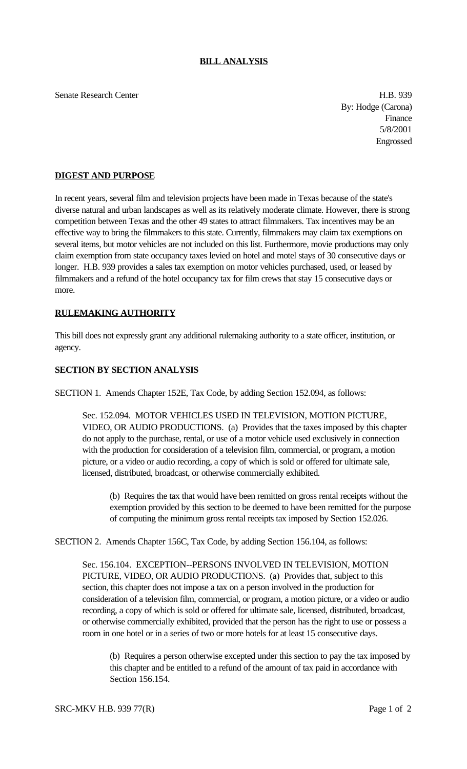# BILL ANALYSIS

Senate Research Center

H.B. 939
By: Hodge (Carona)
Finance
5/8/2001
Engrossed

## DIGEST AND PURPOSE

In recent years, several film and television projects have been made in Texas because of the state's diverse natural and urban landscapes as well as its relatively moderate climate. However, there is strong competition between Texas and the other 49 states to attract filmmakers. Tax incentives may be an effective way to bring the filmmakers to this state. Currently, filmmakers may claim tax exemptions on several items, but motor vehicles are not included on this list. Furthermore, movie productions may only claim exemption from state occupancy taxes levied on hotel and motel stays of 30 consecutive days or longer. H.B. 939 provides a sales tax exemption on motor vehicles purchased, used, or leased by filmmakers and a refund of the hotel occupancy tax for film crews that stay 15 consecutive days or more.

## RULEMAKING AUTHORITY

This bill does not expressly grant any additional rulemaking authority to a state officer, institution, or agency.

## SECTION BY SECTION ANALYSIS

SECTION 1. Amends Chapter 152E, Tax Code, by adding Section 152.094, as follows:

Sec. 152.094. MOTOR VEHICLES USED IN TELEVISION, MOTION PICTURE, VIDEO, OR AUDIO PRODUCTIONS. (a) Provides that the taxes imposed by this chapter do not apply to the purchase, rental, or use of a motor vehicle used exclusively in connection with the production for consideration of a television film, commercial, or program, a motion picture, or a video or audio recording, a copy of which is sold or offered for ultimate sale, licensed, distributed, broadcast, or otherwise commercially exhibited.

(b) Requires the tax that would have been remitted on gross rental receipts without the exemption provided by this section to be deemed to have been remitted for the purpose of computing the minimum gross rental receipts tax imposed by Section 152.026.

SECTION 2. Amends Chapter 156C, Tax Code, by adding Section 156.104, as follows:

Sec. 156.104. EXCEPTION--PERSONS INVOLVED IN TELEVISION, MOTION PICTURE, VIDEO, OR AUDIO PRODUCTIONS. (a) Provides that, subject to this section, this chapter does not impose a tax on a person involved in the production for consideration of a television film, commercial, or program, a motion picture, or a video or audio recording, a copy of which is sold or offered for ultimate sale, licensed, distributed, broadcast, or otherwise commercially exhibited, provided that the person has the right to use or possess a room in one hotel or in a series of two or more hotels for at least 15 consecutive days.

(b) Requires a person otherwise excepted under this section to pay the tax imposed by this chapter and be entitled to a refund of the amount of tax paid in accordance with Section 156.154.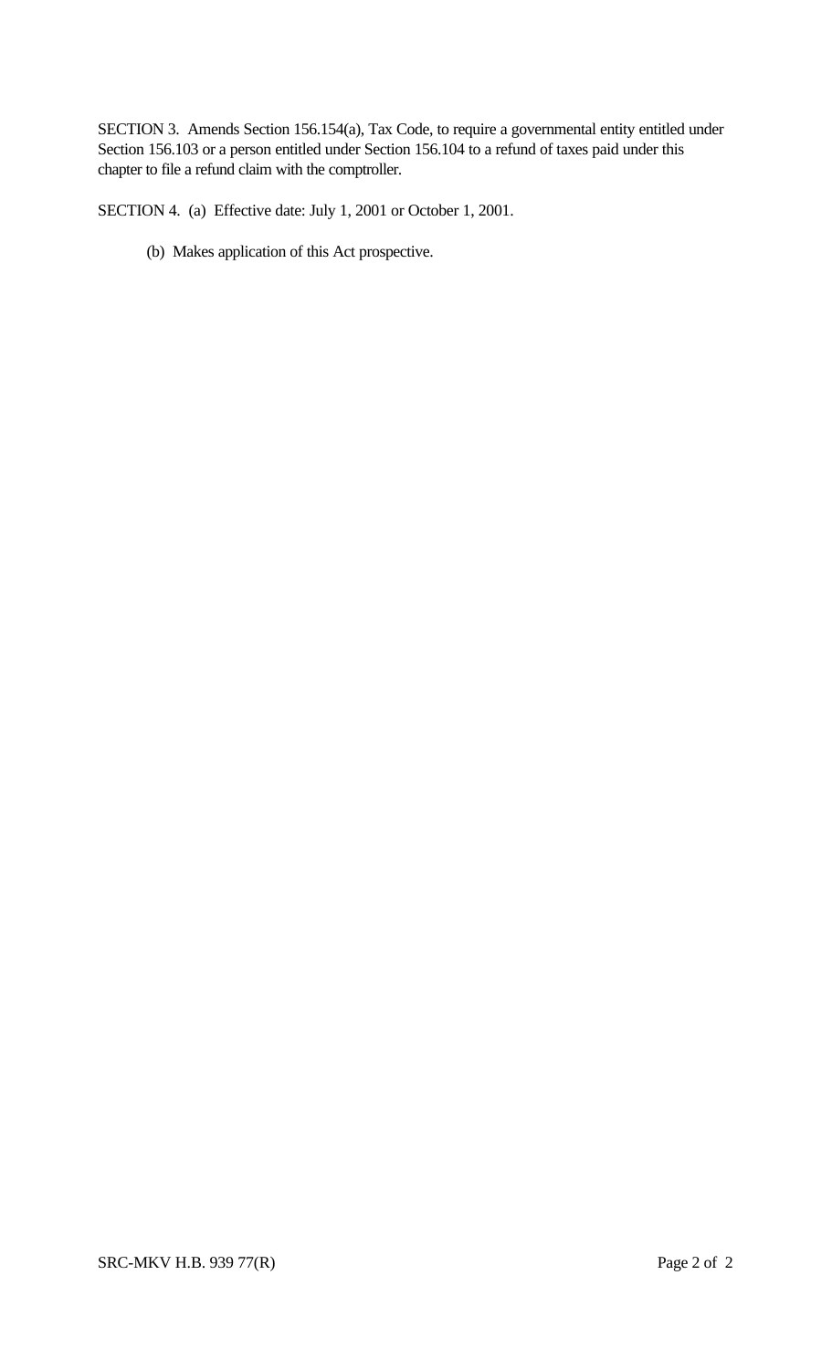SECTION 3. Amends Section 156.154(a), Tax Code, to require a governmental entity entitled under Section 156.103 or a person entitled under Section 156.104 to a refund of taxes paid under this chapter to file a refund claim with the comptroller.

SECTION 4. (a) Effective date: July 1, 2001 or October 1, 2001.

(b) Makes application of this Act prospective.